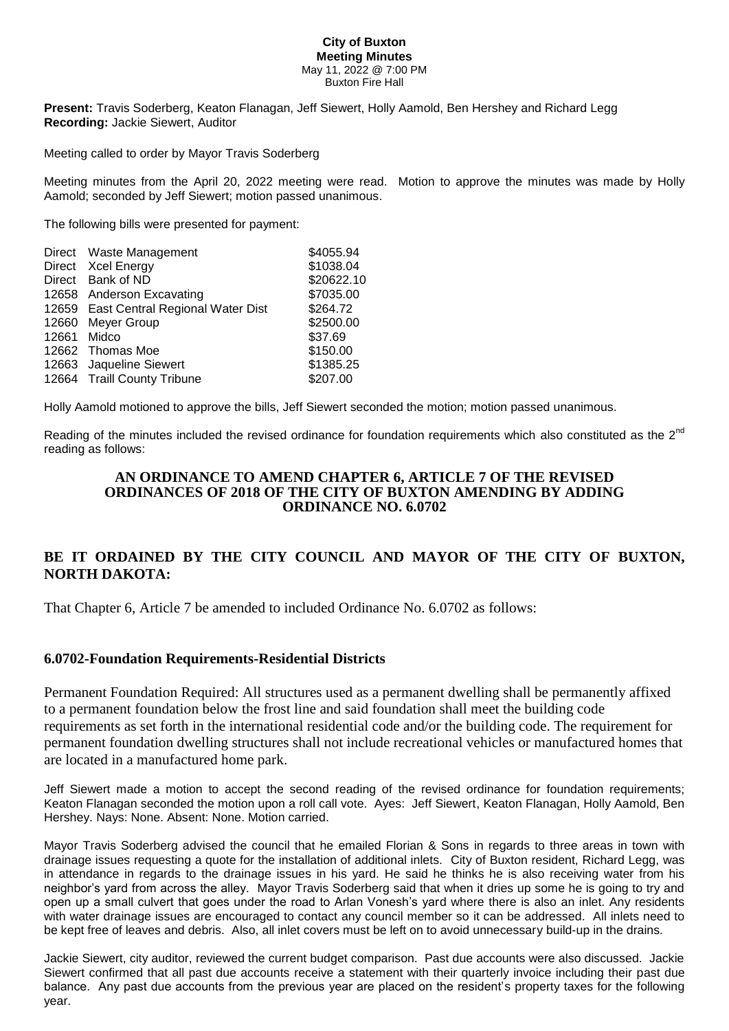# City of Buxton
## Meeting Minutes

May 11, 2022 @ 7:00 PM
Buxton Fire Hall

**Present:** Travis Soderberg, Keaton Flanagan, Jeff Siewert, Holly Aamold, Ben Hershey and Richard Legg
**Recording:** Jackie Siewert, Auditor

Meeting called to order by Mayor Travis Soderberg

Meeting minutes from the April 20, 2022 meeting were read. Motion to approve the minutes was made by Holly Aamold; seconded by Jeff Siewert; motion passed unanimous.

The following bills were presented for payment:

| | | |
|---|---|---|
| Direct | Waste Management | \$4055.94 |
| Direct | Xcel Energy | \$1038.04 |
| Direct | Bank of ND | \$20622.10 |
| 12658 | Anderson Excavating | \$7035.00 |
| 12659 | East Central Regional Water Dist | \$264.72 |
| 12660 | Meyer Group | \$2500.00 |
| 12661 | Midco | \$37.69 |
| 12662 | Thomas Moe | \$150.00 |
| 12663 | Jaqueline Siewert | \$1385.25 |
| 12664 | Traill County Tribune | \$207.00 |

Holly Aamold motioned to approve the bills, Jeff Siewert seconded the motion; motion passed unanimous.

Reading of the minutes included the revised ordinance for foundation requirements which also constituted as the 2nd reading as follows:

**AN ORDINANCE TO AMEND CHAPTER 6, ARTICLE 7 OF THE REVISED ORDINANCES OF 2018 OF THE CITY OF BUXTON AMENDING BY ADDING ORDINANCE NO. 6.0702**

**BE IT ORDAINED BY THE CITY COUNCIL AND MAYOR OF THE CITY OF BUXTON, NORTH DAKOTA:**

That Chapter 6, Article 7 be amended to included Ordinance No. 6.0702 as follows:

**6.0702-Foundation Requirements-Residential Districts**

Permanent Foundation Required: All structures used as a permanent dwelling shall be permanently affixed to a permanent foundation below the frost line and said foundation shall meet the building code requirements as set forth in the international residential code and/or the building code. The requirement for permanent foundation dwelling structures shall not include recreational vehicles or manufactured homes that are located in a manufactured home park.

Jeff Siewert made a motion to accept the second reading of the revised ordinance for foundation requirements; Keaton Flanagan seconded the motion upon a roll call vote. Ayes: Jeff Siewert, Keaton Flanagan, Holly Aamold, Ben Hershey. Nays: None. Absent: None. Motion carried.

Mayor Travis Soderberg advised the council that he emailed Florian & Sons in regards to three areas in town with drainage issues requesting a quote for the installation of additional inlets. City of Buxton resident, Richard Legg, was in attendance in regards to the drainage issues in his yard. He said he thinks he is also receiving water from his neighbor's yard from across the alley. Mayor Travis Soderberg said that when it dries up some he is going to try and open up a small culvert that goes under the road to Arlan Vonesh's yard where there is also an inlet. Any residents with water drainage issues are encouraged to contact any council member so it can be addressed. All inlets need to be kept free of leaves and debris. Also, all inlet covers must be left on to avoid unnecessary build-up in the drains.

Jackie Siewert, city auditor, reviewed the current budget comparison. Past due accounts were also discussed. Jackie Siewert confirmed that all past due accounts receive a statement with their quarterly invoice including their past due balance. Any past due accounts from the previous year are placed on the resident's property taxes for the following year.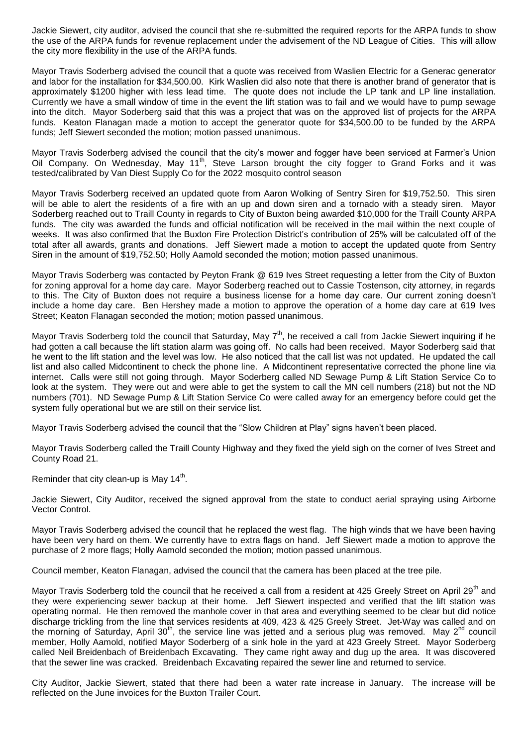Jackie Siewert, city auditor, advised the council that she re-submitted the required reports for the ARPA funds to show the use of the ARPA funds for revenue replacement under the advisement of the ND League of Cities. This will allow the city more flexibility in the use of the ARPA funds.

Mayor Travis Soderberg advised the council that a quote was received from Waslien Electric for a Generac generator and labor for the installation for $34,500.00. Kirk Waslien did also note that there is another brand of generator that is approximately $1200 higher with less lead time. The quote does not include the LP tank and LP line installation. Currently we have a small window of time in the event the lift station was to fail and we would have to pump sewage into the ditch. Mayor Soderberg said that this was a project that was on the approved list of projects for the ARPA funds. Keaton Flanagan made a motion to accept the generator quote for $34,500.00 to be funded by the ARPA funds; Jeff Siewert seconded the motion; motion passed unanimous.

Mayor Travis Soderberg advised the council that the city's mower and fogger have been serviced at Farmer's Union Oil Company. On Wednesday, May 11th, Steve Larson brought the city fogger to Grand Forks and it was tested/calibrated by Van Diest Supply Co for the 2022 mosquito control season

Mayor Travis Soderberg received an updated quote from Aaron Wolking of Sentry Siren for $19,752.50. This siren will be able to alert the residents of a fire with an up and down siren and a tornado with a steady siren. Mayor Soderberg reached out to Traill County in regards to City of Buxton being awarded $10,000 for the Traill County ARPA funds. The city was awarded the funds and official notification will be received in the mail within the next couple of weeks. It was also confirmed that the Buxton Fire Protection District's contribution of 25% will be calculated off of the total after all awards, grants and donations. Jeff Siewert made a motion to accept the updated quote from Sentry Siren in the amount of $19,752.50; Holly Aamold seconded the motion; motion passed unanimous.

Mayor Travis Soderberg was contacted by Peyton Frank @ 619 Ives Street requesting a letter from the City of Buxton for zoning approval for a home day care. Mayor Soderberg reached out to Cassie Tostenson, city attorney, in regards to this. The City of Buxton does not require a business license for a home day care. Our current zoning doesn't include a home day care. Ben Hershey made a motion to approve the operation of a home day care at 619 Ives Street; Keaton Flanagan seconded the motion; motion passed unanimous.

Mayor Travis Soderberg told the council that Saturday, May 7th, he received a call from Jackie Siewert inquiring if he had gotten a call because the lift station alarm was going off. No calls had been received. Mayor Soderberg said that he went to the lift station and the level was low. He also noticed that the call list was not updated. He updated the call list and also called Midcontinent to check the phone line. A Midcontinent representative corrected the phone line via internet. Calls were still not going through. Mayor Soderberg called ND Sewage Pump & Lift Station Service Co to look at the system. They were out and were able to get the system to call the MN cell numbers (218) but not the ND numbers (701). ND Sewage Pump & Lift Station Service Co were called away for an emergency before could get the system fully operational but we are still on their service list.

Mayor Travis Soderberg advised the council that the "Slow Children at Play" signs haven't been placed.

Mayor Travis Soderberg called the Traill County Highway and they fixed the yield sigh on the corner of Ives Street and County Road 21.

Reminder that city clean-up is May 14th.

Jackie Siewert, City Auditor, received the signed approval from the state to conduct aerial spraying using Airborne Vector Control.

Mayor Travis Soderberg advised the council that he replaced the west flag. The high winds that we have been having have been very hard on them. We currently have to extra flags on hand. Jeff Siewert made a motion to approve the purchase of 2 more flags; Holly Aamold seconded the motion; motion passed unanimous.

Council member, Keaton Flanagan, advised the council that the camera has been placed at the tree pile.

Mayor Travis Soderberg told the council that he received a call from a resident at 425 Greely Street on April 29th and they were experiencing sewer backup at their home. Jeff Siewert inspected and verified that the lift station was operating normal. He then removed the manhole cover in that area and everything seemed to be clear but did notice discharge trickling from the line that services residents at 409, 423 & 425 Greely Street. Jet-Way was called and on the morning of Saturday, April 30th, the service line was jetted and a serious plug was removed. May 2nd council member, Holly Aamold, notified Mayor Soderberg of a sink hole in the yard at 423 Greely Street. Mayor Soderberg called Neil Breidenbach of Breidenbach Excavating. They came right away and dug up the area. It was discovered that the sewer line was cracked. Breidenbach Excavating repaired the sewer line and returned to service.

City Auditor, Jackie Siewert, stated that there had been a water rate increase in January. The increase will be reflected on the June invoices for the Buxton Trailer Court.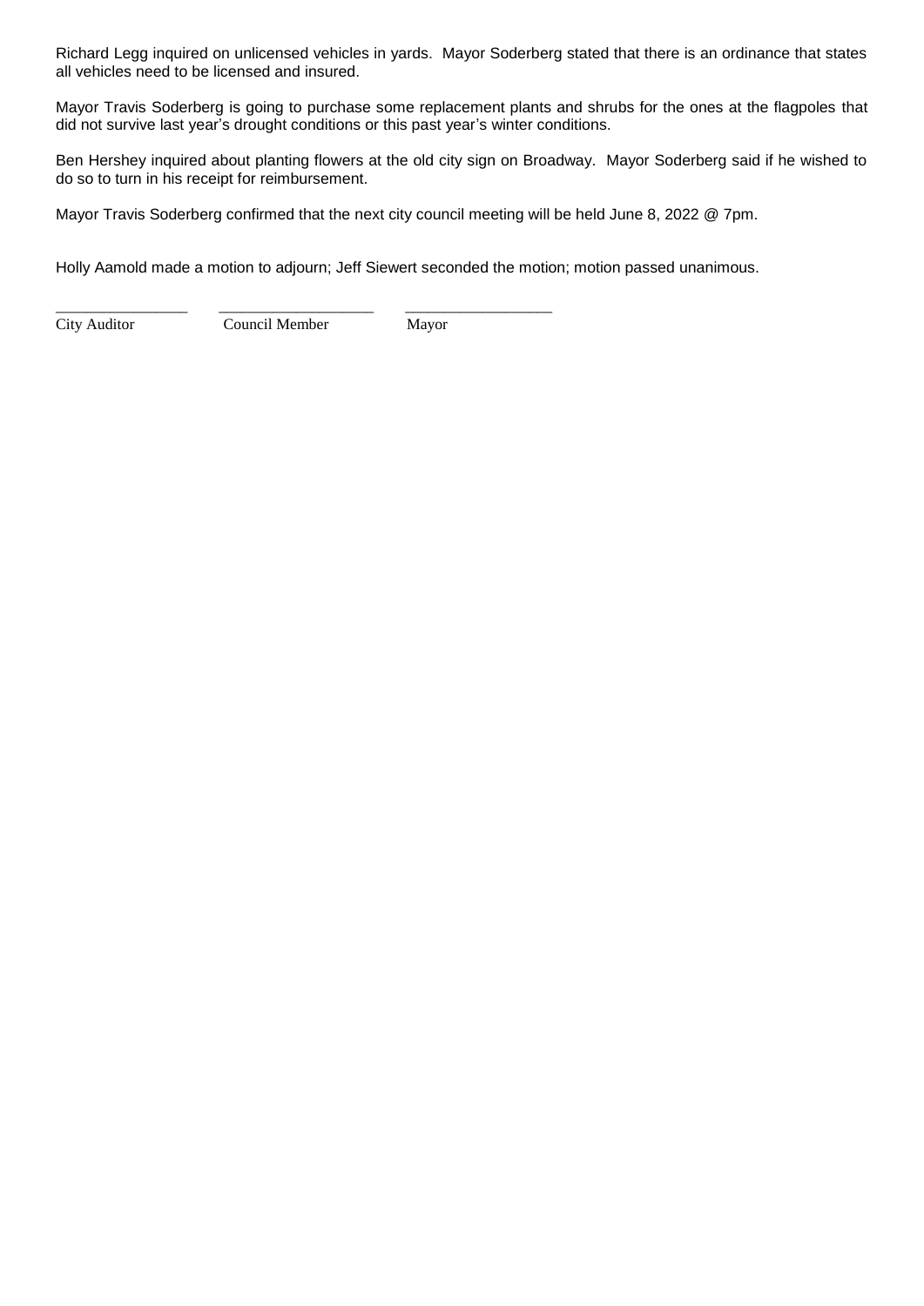Richard Legg inquired on unlicensed vehicles in yards. Mayor Soderberg stated that there is an ordinance that states all vehicles need to be licensed and insured.

Mayor Travis Soderberg is going to purchase some replacement plants and shrubs for the ones at the flagpoles that did not survive last year's drought conditions or this past year's winter conditions.

Ben Hershey inquired about planting flowers at the old city sign on Broadway. Mayor Soderberg said if he wished to do so to turn in his receipt for reimbursement.

Mayor Travis Soderberg confirmed that the next city council meeting will be held June 8, 2022 @ 7pm.

Holly Aamold made a motion to adjourn; Jeff Siewert seconded the motion; motion passed unanimous.

________________ ___________________ __________________

City Auditor Council Member Mayor